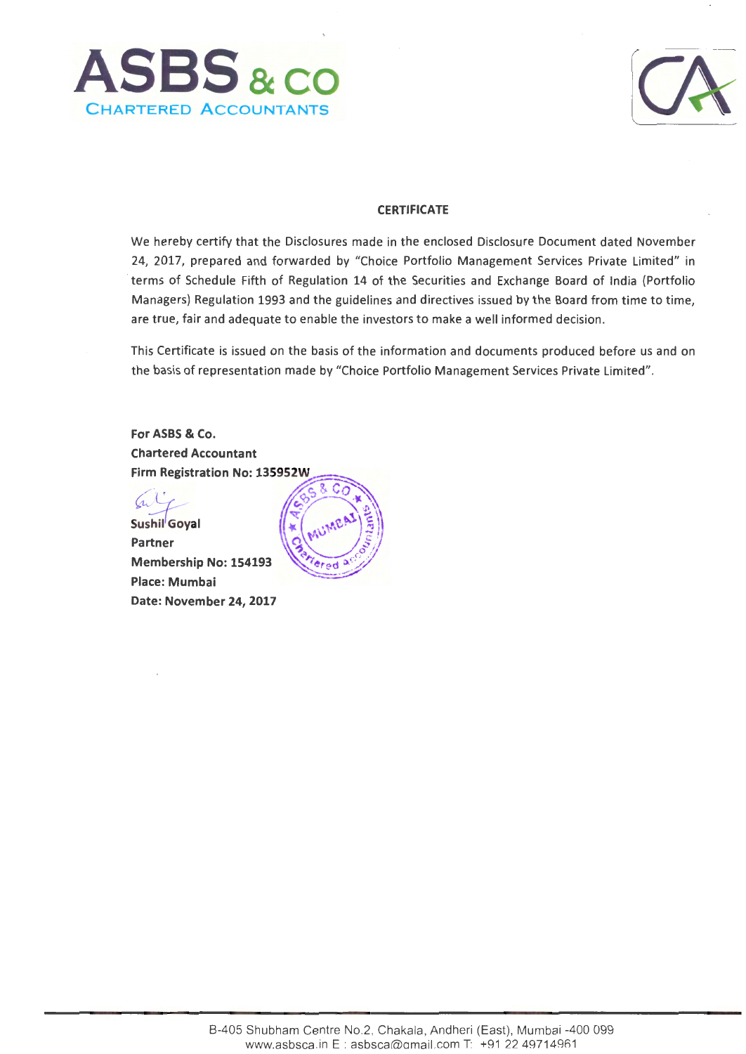**ASBS & CO**
CHARTERED ACCOUNTANTS

## CERTIFICATE

We hereby certify that the Disclosures made in the enclosed Disclosure Document dated November 24, 2017, prepared and forwarded by "Choice Portfolio Management Services Private Limited" in terms of Schedule Fifth of Regulation 14 of the Securities and Exchange Board of India (Portfolio Managers) Regulation 1993 and the guidelines and directives issued by the Board from time to time, are true, fair and adequate to enable the investors to make a well informed decision.

This Certificate is issued on the basis of the information and documents produced before us and on the basis of representation made by "Choice Portfolio Management Services Private Limited".

**For ASBS & Co.**
**Chartered Accountant**
**Firm Registration No: 135952W**

**Sushil Goyal**
**Partner**
**Membership No: 154193**
**Place: Mumbai**
**Date: November 24, 2017**

B-405 Shubham Centre No.2, Chakala, Andheri (East), Mumbai -400 099
www.asbsca.in E : asbsca@gmail.com T: +91 22 49714961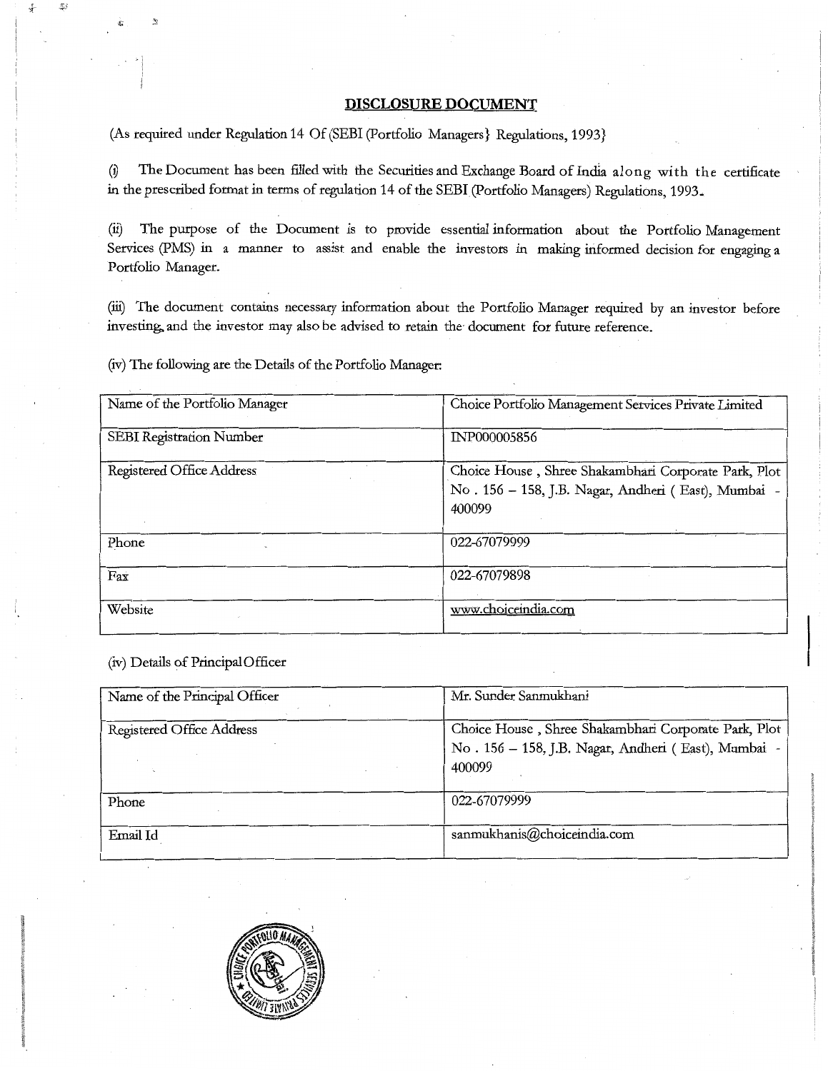## DISCLOSURE DOCUMENT

(As required under Regulation 14 Of (SEBI (Portfolio Managers} Regulations, 1993}

(i) The Document has been filled with the Securities and Exchange Board of India along with the certificate in the prescribed format in terms of regulation 14 of the SEBI (Portfolio Managers) Regulations, 1993.

(ii) The purpose of the Document is to provide essential information about the Portfolio Management Services (PMS) in a manner to assist and enable the investors in making informed decision for engaging a Portfolio Manager.

(iii) The document contains necessary information about the Portfolio Manager required by an investor before investing, and the investor may also be advised to retain the document for future reference.

(iv) The following are the Details of the Portfolio Manager:

| Name of the Portfolio Manager | Choice Portfolio Management Services Private Limited |
|---|---|
| SEBI Registration Number | INP000005856 |
| Registered Office Address | Choice House , Shree Shakambhari Corporate Park, Plot No . 156 – 158, J.B. Nagar, Andheri ( East), Mumbai - 400099 |
| Phone | 022-67079999 |
| Fax | 022-67079898 |
| Website | www.choiceindia.com |

(iv) Details of Principal Officer

| Name of the Principal Officer | Mr. Sunder Sanmukhani |
|---|---|
| Registered Office Address | Choice House , Shree Shakambhari Corporate Park, Plot No . 156 – 158, J.B. Nagar, Andheri ( East), Mumbai - 400099 |
| Phone | 022-67079999 |
| Email Id | sanmukhanis@choiceindia.com |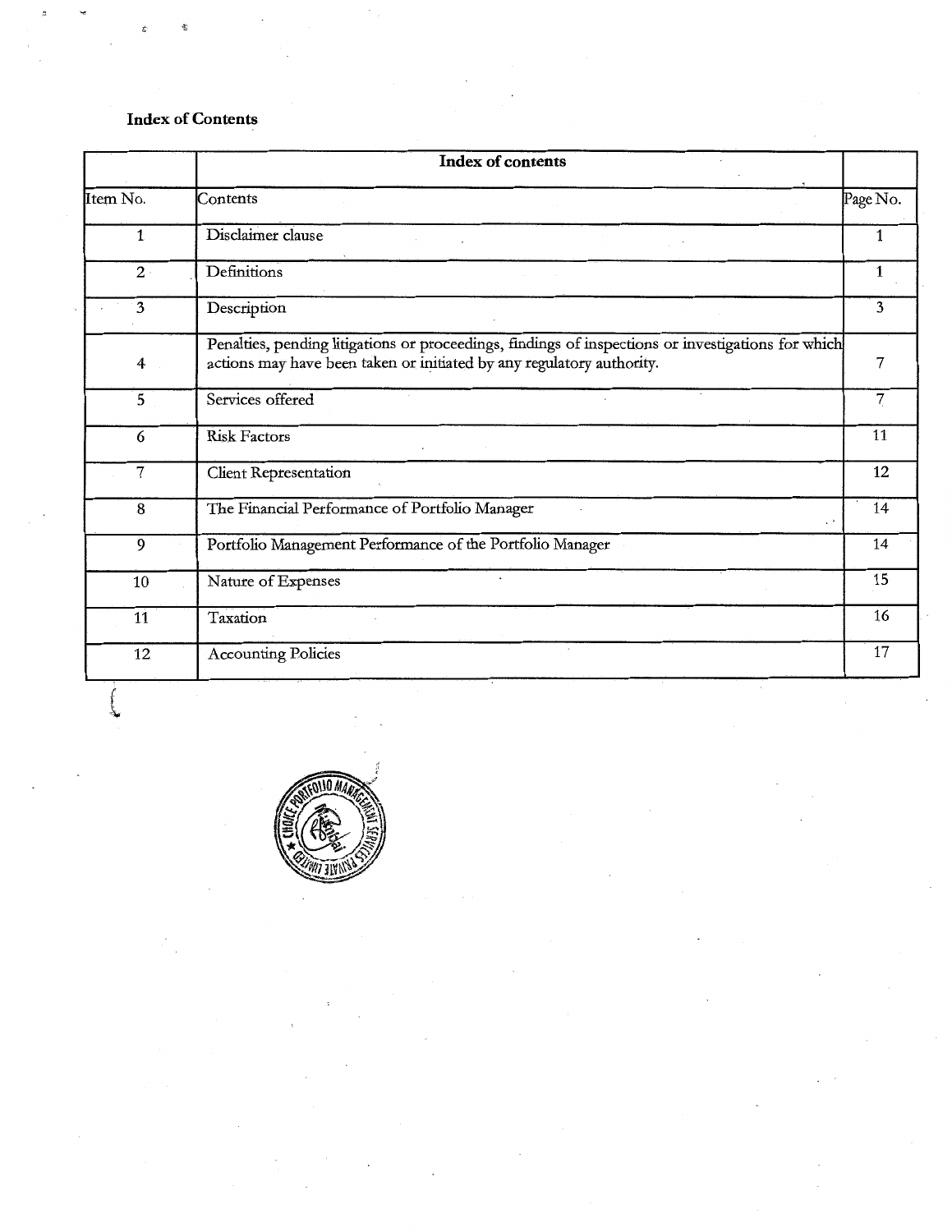**Index of Contents**

| | Index of contents | |
|---|---|---|
| Item No. | Contents | Page No. |
| 1 | Disclaimer clause | 1 |
| 2 | Definitions | 1 |
| 3 | Description | 3 |
| 4 | Penalties, pending litigations or proceedings, findings of inspections or investigations for which actions may have been taken or initiated by any regulatory authority. | 7 |
| 5 | Services offered | 7 |
| 6 | Risk Factors | 11 |
| 7 | Client Representation | 12 |
| 8 | The Financial Performance of Portfolio Manager | 14 |
| 9 | Portfolio Management Performance of the Portfolio Manager | 14 |
| 10 | Nature of Expenses | 15 |
| 11 | Taxation | 16 |
| 12 | Accounting Policies | 17 |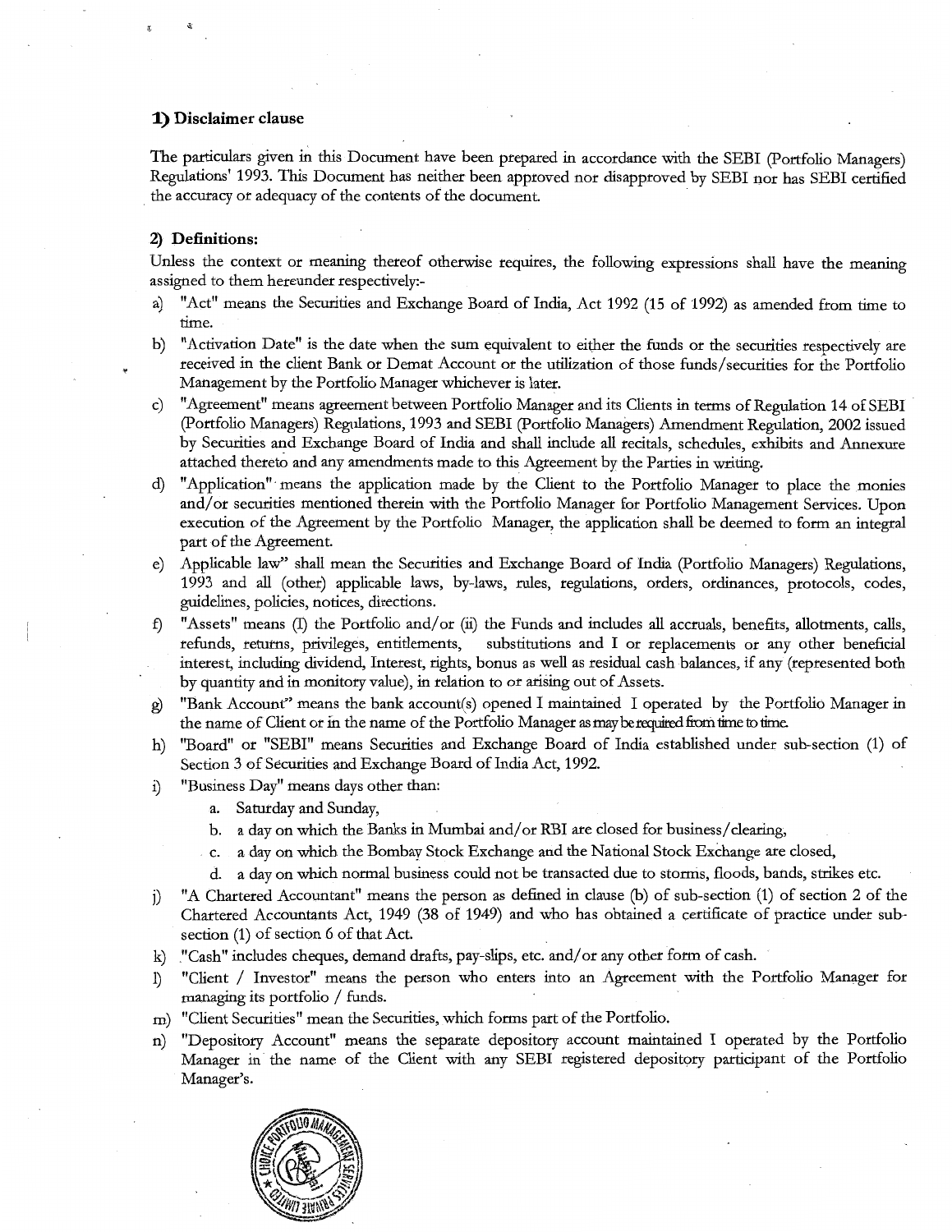## 1) Disclaimer clause

The particulars given in this Document have been prepared in accordance with the SEBI (Portfolio Managers) Regulations' 1993. This Document has neither been approved nor disapproved by SEBI nor has SEBI certified the accuracy or adequacy of the contents of the document.

## 2) Definitions:

Unless the context or meaning thereof otherwise requires, the following expressions shall have the meaning assigned to them hereunder respectively:-

a) "Act" means the Securities and Exchange Board of India, Act 1992 (15 of 1992) as amended from time to time.

b) "Activation Date" is the date when the sum equivalent to either the funds or the securities respectively are received in the client Bank or Demat Account or the utilization of those funds/securities for the Portfolio Management by the Portfolio Manager whichever is later.

c) "Agreement" means agreement between Portfolio Manager and its Clients in terms of Regulation 14 of SEBI (Portfolio Managers) Regulations, 1993 and SEBI (Portfolio Managers) Amendment Regulation, 2002 issued by Securities and Exchange Board of India and shall include all recitals, schedules, exhibits and Annexure attached thereto and any amendments made to this Agreement by the Parties in writing.

d) "Application" means the application made by the Client to the Portfolio Manager to place the monies and/or securities mentioned therein with the Portfolio Manager for Portfolio Management Services. Upon execution of the Agreement by the Portfolio Manager, the application shall be deemed to form an integral part of the Agreement.

e) Applicable law" shall mean the Securities and Exchange Board of India (Portfolio Managers) Regulations, 1993 and all (other) applicable laws, by-laws, rules, regulations, orders, ordinances, protocols, codes, guidelines, policies, notices, directions.

f) "Assets" means (I) the Portfolio and/or (ii) the Funds and includes all accruals, benefits, allotments, calls, refunds, returns, privileges, entitlements, substitutions and I or replacements or any other beneficial interest, including dividend, Interest, rights, bonus as well as residual cash balances, if any (represented both by quantity and in monitory value), in relation to or arising out of Assets.

g) "Bank Account" means the bank account(s) opened I maintained I operated by the Portfolio Manager in the name of Client or in the name of the Portfolio Manager as may be required from time to time.

h) "Board" or "SEBI" means Securities and Exchange Board of India established under sub-section (1) of Section 3 of Securities and Exchange Board of India Act, 1992.

i) "Business Day" means days other than:
   a. Saturday and Sunday,
   b. a day on which the Banks in Mumbai and/or RBI are closed for business/clearing,
   c. a day on which the Bombay Stock Exchange and the National Stock Exchange are closed,
   d. a day on which normal business could not be transacted due to storms, floods, bands, strikes etc.

j) "A Chartered Accountant" means the person as defined in clause (b) of sub-section (1) of section 2 of the Chartered Accountants Act, 1949 (38 of 1949) and who has obtained a certificate of practice under sub-section (1) of section 6 of that Act.

k) "Cash" includes cheques, demand drafts, pay-slips, etc. and/or any other form of cash.

l) "Client / Investor" means the person who enters into an Agreement with the Portfolio Manager for managing its portfolio / funds.

m) "Client Securities" mean the Securities, which forms part of the Portfolio.

n) "Depository Account" means the separate depository account maintained I operated by the Portfolio Manager in the name of the Client with any SEBI registered depository participant of the Portfolio Manager's.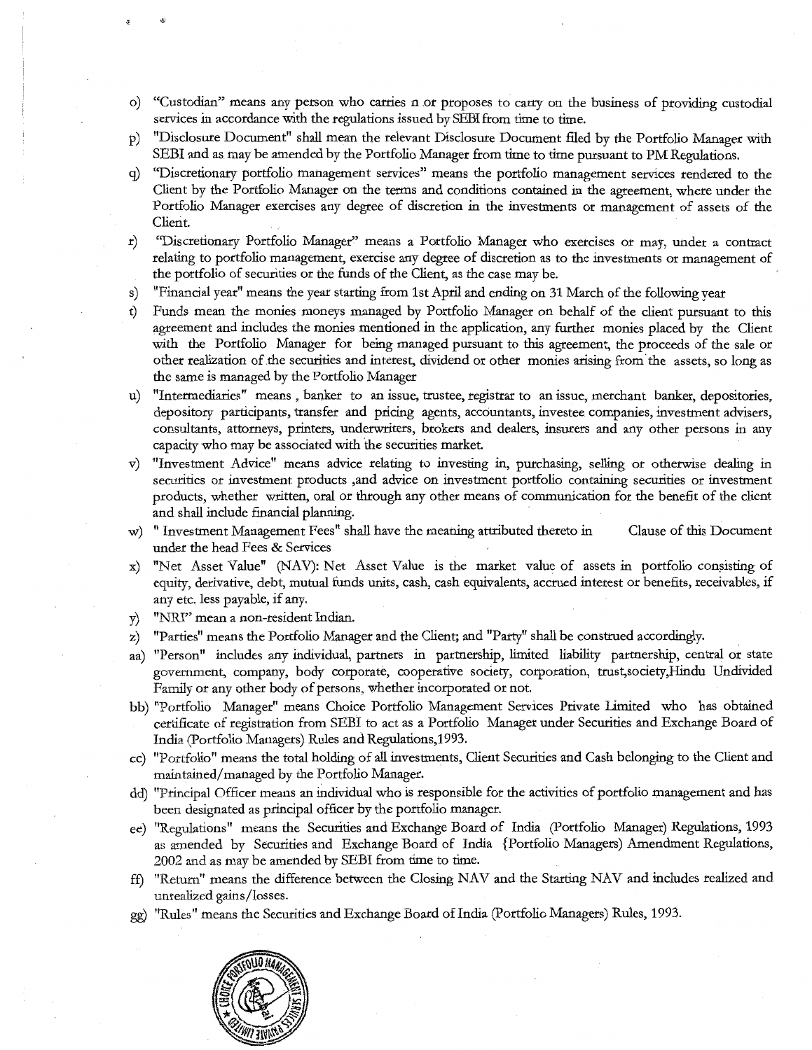o) "Custodian" means any person who carries n or proposes to carry on the business of providing custodial services in accordance with the regulations issued by SEBI from time to time.

p) "Disclosure Document" shall mean the relevant Disclosure Document filed by the Portfolio Manager with SEBI and as may be amended by the Portfolio Manager from time to time pursuant to PM Regulations.

q) "Discretionary portfolio management services" means the portfolio management services rendered to the Client by the Portfolio Manager on the terms and conditions contained in the agreement, where under the Portfolio Manager exercises any degree of discretion in the investments or management of assets of the Client.

r) "Discretionary Portfolio Manager" means a Portfolio Manager who exercises or may, under a contract relating to portfolio management, exercise any degree of discretion as to the investments or management of the portfolio of securities or the funds of the Client, as the case may be.

s) "Financial year" means the year starting from 1st April and ending on 31 March of the following year

t) Funds mean the monies moneys managed by Portfolio Manager on behalf of the client pursuant to this agreement and includes the monies mentioned in the application, any further monies placed by the Client with the Portfolio Manager for being managed pursuant to this agreement, the proceeds of the sale or other realization of the securities and interest, dividend or other monies arising from the assets, so long as the same is managed by the Portfolio Manager

u) "Intermediaries" means , banker to an issue, trustee, registrar to an issue, merchant banker, depositories, depository participants, transfer and pricing agents, accountants, investee companies, investment advisers, consultants, attorneys, printers, underwriters, brokers and dealers, insurers and any other persons in any capacity who may be associated with the securities market.

v) "Investment Advice" means advice relating to investing in, purchasing, selling or otherwise dealing in securities or investment products ,and advice on investment portfolio containing securities or investment products, whether written, oral or through any other means of communication for the benefit of the client and shall include financial planning.

w) " Investment Management Fees" shall have the meaning attributed thereto in Clause of this Document under the head Fees & Services

x) "Net Asset Value" (NAV): Net Asset Value is the market value of assets in portfolio consisting of equity, derivative, debt, mutual funds units, cash, cash equivalents, accrued interest or benefits, receivables, if any etc. less payable, if any.

y) "NRI" mean a non-resident Indian.

z) "Parties" means the Portfolio Manager and the Client; and "Party" shall be construed accordingly.

aa) "Person" includes any individual, partners in partnership, limited liability partnership, central or state government, company, body corporate, cooperative society, corporation, trust,society,Hindu Undivided Family or any other body of persons, whether incorporated or not.

bb) "Portfolio Manager" means Choice Portfolio Management Services Private Limited who has obtained certificate of registration from SEBI to act as a Portfolio Manager under Securities and Exchange Board of India (Portfolio Managers) Rules and Regulations,1993.

cc) "Portfolio" means the total holding of all investments, Client Securities and Cash belonging to the Client and maintained/managed by the Portfolio Manager.

dd) "Principal Officer means an individual who is responsible for the activities of portfolio management and has been designated as principal officer by the portfolio manager.

ee) "Regulations" means the Securities and Exchange Board of India (Portfolio Manager) Regulations, 1993 as amended by Securities and Exchange Board of India {Portfolio Managers) Amendment Regulations, 2002 and as may be amended by SEBI from time to time.

ff) "Return" means the difference between the Closing NAV and the Starting NAV and includes realized and unrealized gains/losses.

gg) "Rules" means the Securities and Exchange Board of India (Portfolio Managers) Rules, 1993.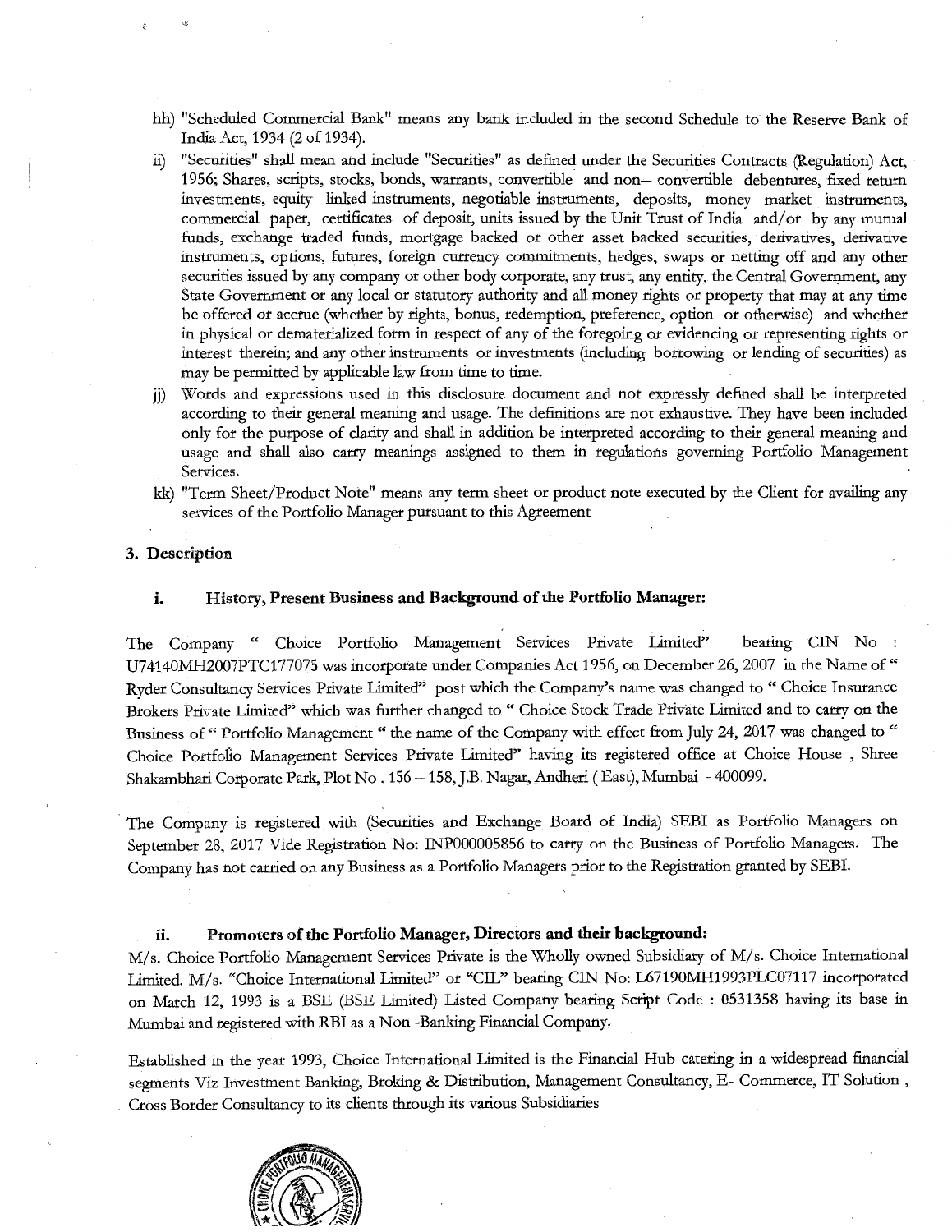hh) "Scheduled Commercial Bank" means any bank included in the second Schedule to the Reserve Bank of India Act, 1934 (2 of 1934).

ii) "Securities" shall mean and include "Securities" as defined under the Securities Contracts (Regulation) Act, 1956; Shares, scripts, stocks, bonds, warrants, convertible and non-- convertible debentures, fixed return investments, equity linked instruments, negotiable instruments, deposits, money market instruments, commercial paper, certificates of deposit, units issued by the Unit Trust of India and/or by any mutual funds, exchange traded funds, mortgage backed or other asset backed securities, derivatives, derivative instruments, options, futures, foreign currency commitments, hedges, swaps or netting off and any other securities issued by any company or other body corporate, any trust, any entity, the Central Government, any State Government or any local or statutory authority and all money rights or property that may at any time be offered or accrue (whether by rights, bonus, redemption, preference, option or otherwise) and whether in physical or dematerialized form in respect of any of the foregoing or evidencing or representing rights or interest therein; and any other instruments or investments (including borrowing or lending of securities) as may be permitted by applicable law from time to time.

jj) Words and expressions used in this disclosure document and not expressly defined shall be interpreted according to their general meaning and usage. The definitions are not exhaustive. They have been included only for the purpose of clarity and shall in addition be interpreted according to their general meaning and usage and shall also carry meanings assigned to them in regulations governing Portfolio Management Services.

kk) "Term Sheet/Product Note" means any term sheet or product note executed by the Client for availing any services of the Portfolio Manager pursuant to this Agreement

## 3. Description

### i. History, Present Business and Background of the Portfolio Manager:

The Company " Choice Portfolio Management Services Private Limited" bearing CIN No : U74140MH2007PTC177075 was incorporate under Companies Act 1956, on December 26, 2007 in the Name of " Ryder Consultancy Services Private Limited" post which the Company's name was changed to " Choice Insurance Brokers Private Limited" which was further changed to " Choice Stock Trade Private Limited and to carry on the Business of " Portfolio Management " the name of the Company with effect from July 24, 2017 was changed to " Choice Portfolio Management Services Private Limited" having its registered office at Choice House , Shree Shakambhari Corporate Park, Plot No . 156 – 158, J.B. Nagar, Andheri ( East), Mumbai - 400099.

The Company is registered with (Securities and Exchange Board of India) SEBI as Portfolio Managers on September 28, 2017 Vide Registration No: INP000005856 to carry on the Business of Portfolio Managers. The Company has not carried on any Business as a Portfolio Managers prior to the Registration granted by SEBI.

### ii. Promoters of the Portfolio Manager, Directors and their background:

M/s. Choice Portfolio Management Services Private is the Wholly owned Subsidiary of M/s. Choice International Limited. M/s. "Choice International Limited" or "CIL" bearing CIN No: L67190MH1993PLC07117 incorporated on March 12, 1993 is a BSE (BSE Limited) Listed Company bearing Script Code : 0531358 having its base in Mumbai and registered with RBI as a Non -Banking Financial Company.

Established in the year 1993, Choice International Limited is the Financial Hub catering in a widespread financial segments Viz Investment Banking, Broking & Distribution, Management Consultancy, E- Commerce, IT Solution , Cross Border Consultancy to its clients through its various Subsidiaries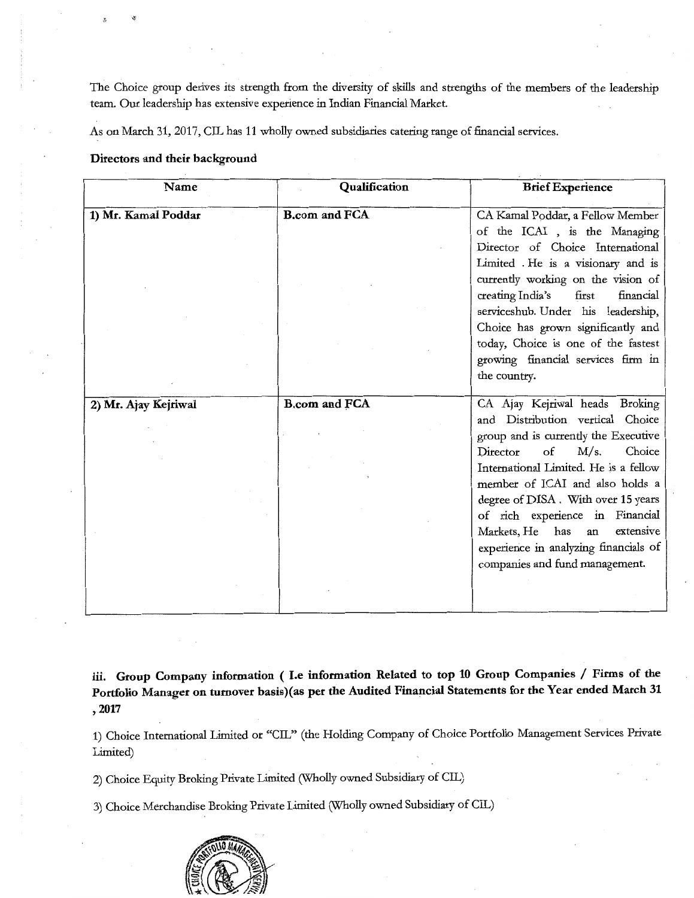The Choice group derives its strength from the diversity of skills and strengths of the members of the leadership team. Our leadership has extensive experience in Indian Financial Market.

As on March 31, 2017, CIL has 11 wholly owned subsidiaries catering range of financial services.

**Directors and their background**

| Name | Qualification | Brief Experience |
|---|---|---|
| **1) Mr. Kamal Poddar** | **B.com and FCA** | CA Kamal Poddar, a Fellow Member of the ICAI , is the Managing Director of Choice International Limited . He is a visionary and is currently working on the vision of creating India's first financial serviceshub. Under his leadership, Choice has grown significantly and today, Choice is one of the fastest growing financial services firm in the country. |
| **2) Mr. Ajay Kejriwal** | **B.com and FCA** | CA Ajay Kejriwal heads Broking and Distribution vertical Choice group and is currently the Executive Director of M/s. Choice International Limited. He is a fellow member of ICAI and also holds a degree of DISA . With over 15 years of rich experience in Financial Markets, He has an extensive experience in analyzing financials of companies and fund management. |

**iii. Group Company information ( I.e information Related to top 10 Group Companies / Firms of the Portfolio Manager on turnover basis)(as per the Audited Financial Statements for the Year ended March 31 , 2017**

1) Choice International Limited or "CIL" (the Holding Company of Choice Portfolio Management Services Private Limited)

2) Choice Equity Broking Private Limited (Wholly owned Subsidiary of CIL)

3) Choice Merchandise Broking Private Limited (Wholly owned Subsidiary of CIL)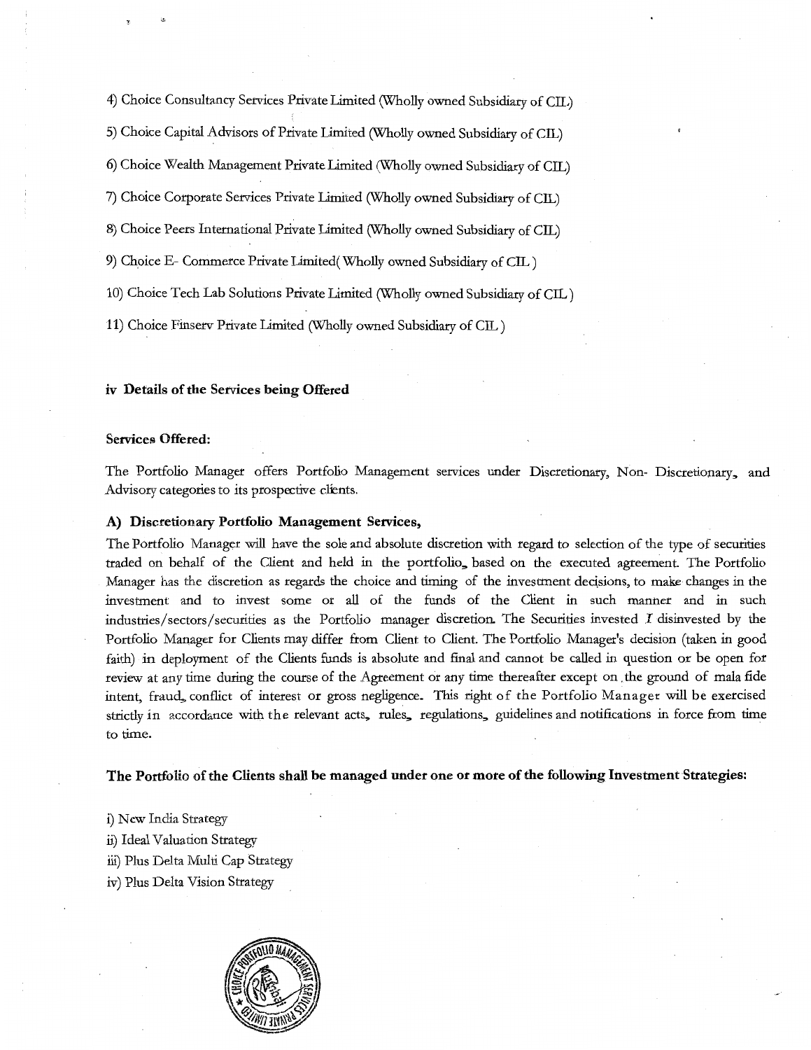4) Choice Consultancy Services Private Limited (Wholly owned Subsidiary of CIL)

5) Choice Capital Advisors of Private Limited (Wholly owned Subsidiary of CIL)

6) Choice Wealth Management Private Limited (Wholly owned Subsidiary of CIL)

7) Choice Corporate Services Private Limited (Wholly owned Subsidiary of CIL)

8) Choice Peers International Private Limited (Wholly owned Subsidiary of CIL)

9) Choice E- Commerce Private Limited( Wholly owned Subsidiary of CIL )

10) Choice Tech Lab Solutions Private Limited (Wholly owned Subsidiary of CIL )

11) Choice Finserv Private Limited (Wholly owned Subsidiary of CIL )

### iv Details of the Services being Offered

**Services Offered:**

The Portfolio Manager offers Portfolio Management services under Discretionary, Non- Discretionary, and Advisory categories to its prospective clients.

#### A) Discretionary Portfolio Management Services,

The Portfolio Manager will have the sole and absolute discretion with regard to selection of the type of securities traded on behalf of the Client and held in the portfolio, based on the executed agreement. The Portfolio Manager has the discretion as regards the choice and timing of the investment decisions, to make changes in the investment and to invest some or all of the funds of the Client in such manner and in such industries/sectors/securities as the Portfolio manager discretion. The Securities invested / disinvested by the Portfolio Manager for Clients may differ from Client to Client. The Portfolio Manager's decision (taken in good faith) in deployment of the Clients funds is absolute and final and cannot be called in question or be open for review at any time during the course of the Agreement or any time thereafter except on the ground of mala fide intent, fraud, conflict of interest or gross negligence. This right of the Portfolio Manager will be exercised strictly in accordance with the relevant acts, rules, regulations, guidelines and notifications in force from time to time.

**The Portfolio of the Clients shall be managed under one or more of the following Investment Strategies:**

i) New India Strategy
ii) Ideal Valuation Strategy
iii) Plus Delta Multi Cap Strategy
iv) Plus Delta Vision Strategy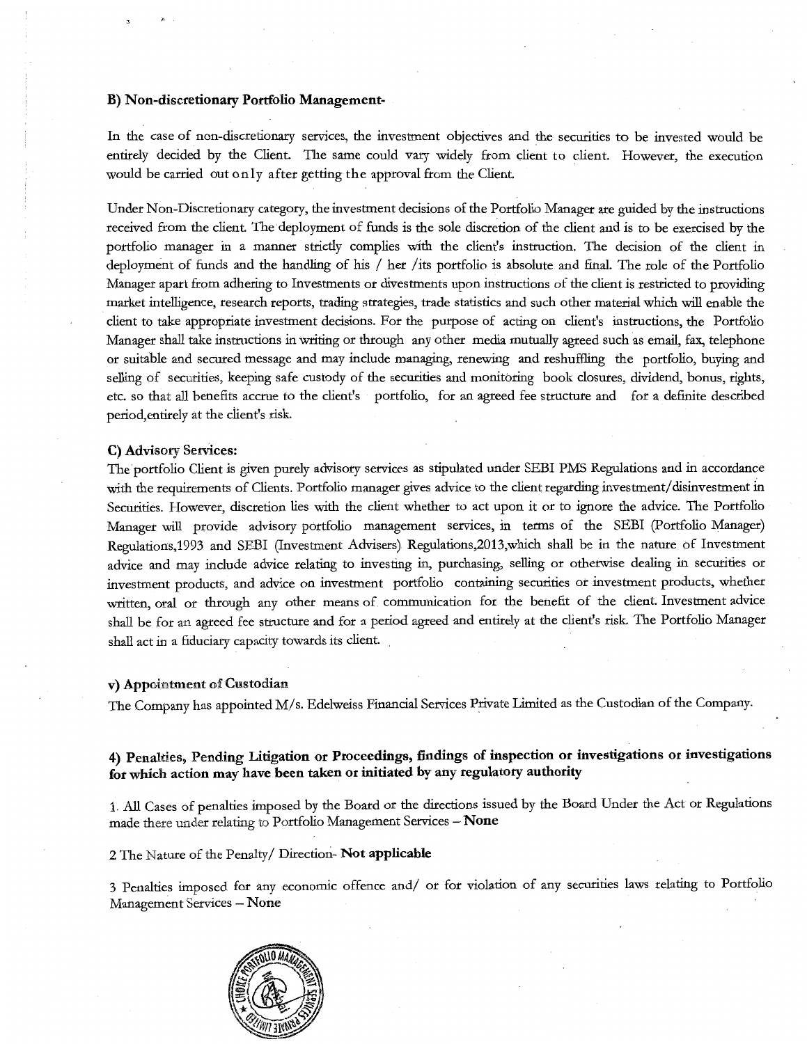**B) Non-discretionary Portfolio Management-**

In the case of non-discretionary services, the investment objectives and the securities to be invested would be entirely decided by the Client. The same could vary widely from client to client. However, the execution would be carried out only after getting the approval from the Client.

Under Non-Discretionary category, the investment decisions of the Portfolio Manager are guided by the instructions received from the client. The deployment of funds is the sole discretion of the client and is to be exercised by the portfolio manager in a manner strictly complies with the client's instruction. The decision of the client in deployment of funds and the handling of his / her /its portfolio is absolute and final. The role of the Portfolio Manager apart from adhering to Investments or divestments upon instructions of the client is restricted to providing market intelligence, research reports, trading strategies, trade statistics and such other material which will enable the client to take appropriate investment decisions. For the purpose of acting on client's instructions, the Portfolio Manager shall take instructions in writing or through any other media mutually agreed such as email, fax, telephone or suitable and secured message and may include managing, renewing and reshuffling the portfolio, buying and selling of securities, keeping safe custody of the securities and monitoring book closures, dividend, bonus, rights, etc. so that all benefits accrue to the client's portfolio, for an agreed fee structure and for a definite described period,entirely at the client's risk.

**C) Advisory Services:**

The portfolio Client is given purely advisory services as stipulated under SEBI PMS Regulations and in accordance with the requirements of Clients. Portfolio manager gives advice to the client regarding investment/disinvestment in Securities. However, discretion lies with the client whether to act upon it or to ignore the advice. The Portfolio Manager will provide advisory portfolio management services, in terms of the SEBI (Portfolio Manager) Regulations,1993 and SEBI (Investment Advisers) Regulations,2013,which shall be in the nature of Investment advice and may include advice relating to investing in, purchasing, selling or otherwise dealing in securities or investment products, and advice on investment portfolio containing securities or investment products, whether written, oral or through any other means of communication for the benefit of the client. Investment advice shall be for an agreed fee structure and for a period agreed and entirely at the client's risk. The Portfolio Manager shall act in a fiduciary capacity towards its client.

**v) Appointment of Custodian**

The Company has appointed M/s. Edelweiss Financial Services Private Limited as the Custodian of the Company.

**4) Penalties, Pending Litigation or Proceedings, findings of inspection or investigations or investigations for which action may have been taken or initiated by any regulatory authority**

1. All Cases of penalties imposed by the Board or the directions issued by the Board Under the Act or Regulations made there under relating to Portfolio Management Services – **None**

2 The Nature of the Penalty/ Direction- **Not applicable**

3 Penalties imposed for any economic offence and/ or for violation of any securities laws relating to Portfolio Management Services – **None**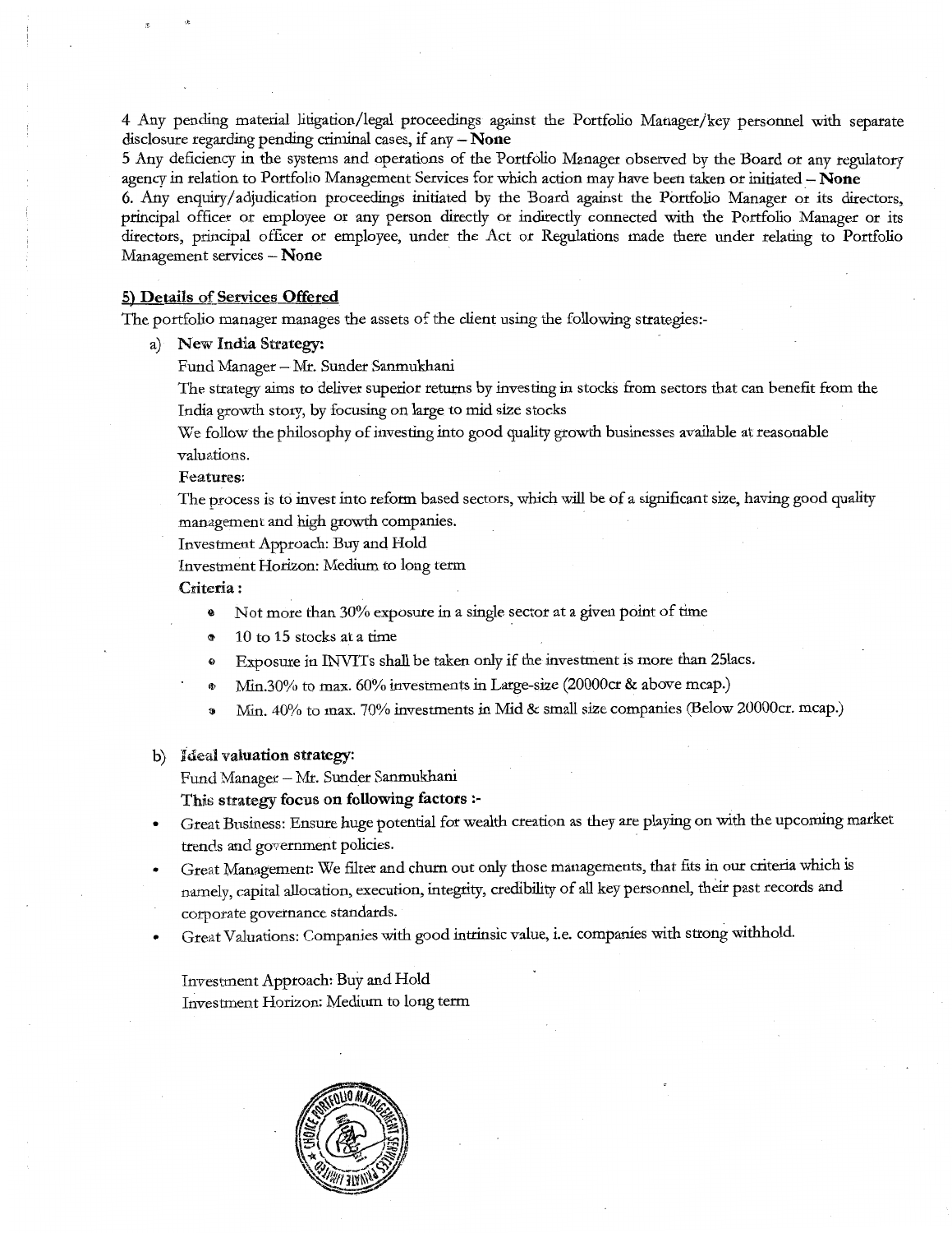4 Any pending material litigation/legal proceedings against the Portfolio Manager/key personnel with separate disclosure regarding pending criminal cases, if any – **None**

5 Any deficiency in the systems and operations of the Portfolio Manager observed by the Board or any regulatory agency in relation to Portfolio Management Services for which action may have been taken or initiated – **None**

6. Any enquiry/adjudication proceedings initiated by the Board against the Portfolio Manager or its directors, principal officer or employee or any person directly or indirectly connected with the Portfolio Manager or its directors, principal officer or employee, under the Act or Regulations made there under relating to Portfolio Management services – **None**

## 5) Details of Services Offered

The portfolio manager manages the assets of the client using the following strategies:-

a) **New India Strategy:**

Fund Manager – Mr. Sunder Sanmukhani

The strategy aims to deliver superior returns by investing in stocks from sectors that can benefit from the India growth story, by focusing on large to mid size stocks

We follow the philosophy of investing into good quality growth businesses available at reasonable valuations.

**Features:**

The process is to invest into reform based sectors, which will be of a significant size, having good quality management and high growth companies.

Investment Approach: Buy and Hold

Investment Horizon: Medium to long term

**Criteria :**

- Not more than 30% exposure in a single sector at a given point of time
- 10 to 15 stocks at a time
- Exposure in INVITs shall be taken only if the investment is more than 25lacs.
- Min.30% to max. 60% investments in Large-size (20000cr & above mcap.)
- Min. 40% to max. 70% investments in Mid & small size companies (Below 20000cr. mcap.)

b) **Ideal valuation strategy:**

Fund Manager – Mr. Sunder Sanmukhani

**This strategy focus on following factors :-**

- Great Business: Ensure huge potential for wealth creation as they are playing on with the upcoming market trends and government policies.
- Great Management: We filter and churn out only those managements, that fits in our criteria which is namely, capital allocation, execution, integrity, credibility of all key personnel, their past records and corporate governance standards.
- Great Valuations: Companies with good intrinsic value, i.e. companies with strong withhold.

Investment Approach: Buy and Hold

Investment Horizon: Medium to long term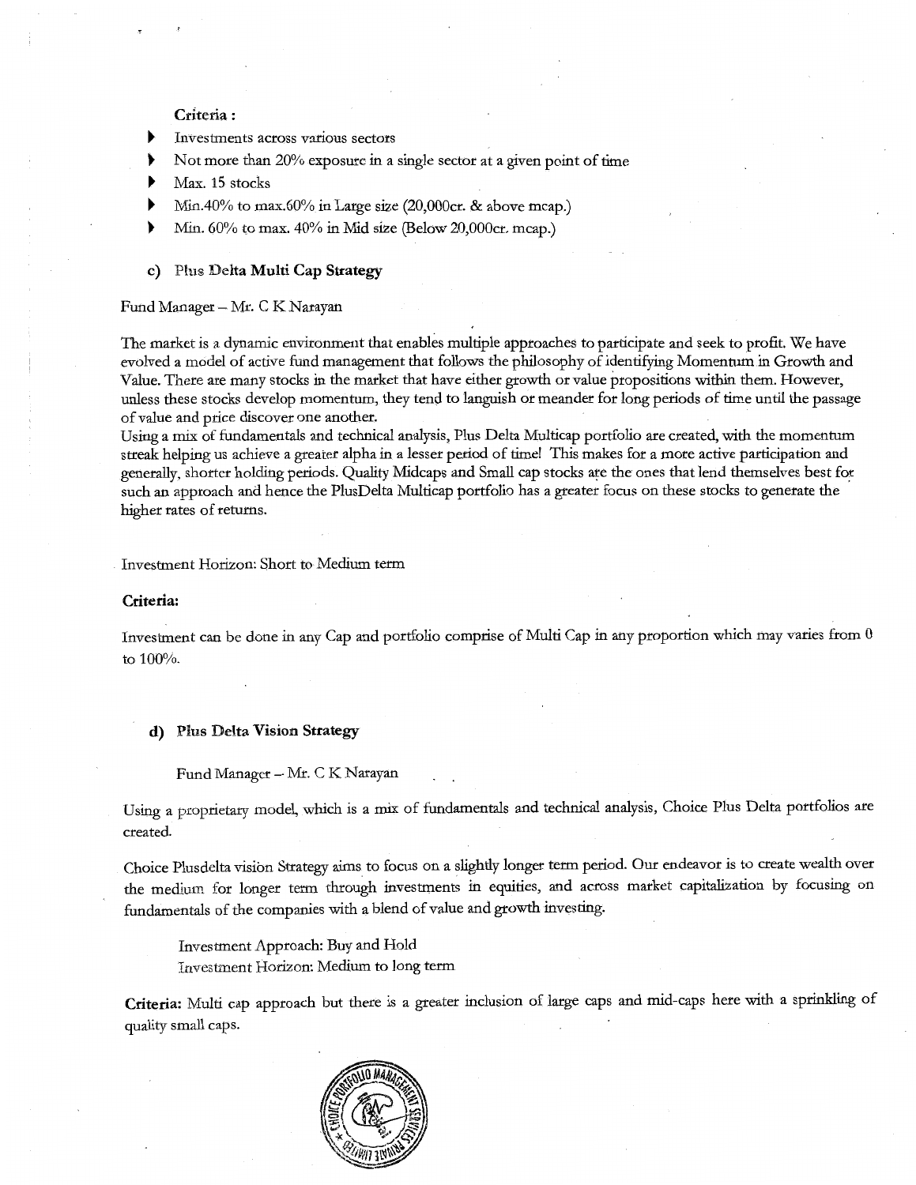**Criteria :**

- Investments across various sectors
- Not more than 20% exposure in a single sector at a given point of time
- Max. 15 stocks
- Min.40% to max.60% in Large size (20,000cr. & above mcap.)
- Min. 60% to max. 40% in Mid size (Below 20,000cr. mcap.)

### c) Plus Delta Multi Cap Strategy

Fund Manager – Mr. C K Narayan

The market is a dynamic environment that enables multiple approaches to participate and seek to profit. We have evolved a model of active fund management that follows the philosophy of identifying Momentum in Growth and Value. There are many stocks in the market that have either growth or value propositions within them. However, unless these stocks develop momentum, they tend to languish or meander for long periods of time until the passage of value and price discover one another.
Using a mix of fundamentals and technical analysis, Plus Delta Multicap portfolio are created, with the momentum streak helping us achieve a greater alpha in a lesser period of time! This makes for a more active participation and generally, shorter holding periods. Quality Midcaps and Small cap stocks are the ones that lend themselves best for such an approach and hence the PlusDelta Multicap portfolio has a greater focus on these stocks to generate the higher rates of returns.

Investment Horizon: Short to Medium term

**Criteria:**

Investment can be done in any Cap and portfolio comprise of Multi Cap in any proportion which may varies from 0 to 100%.

### d) Plus Delta Vision Strategy

Fund Manager – Mr. C K Narayan

Using a proprietary model, which is a mix of fundamentals and technical analysis, Choice Plus Delta portfolios are created.

Choice Plusdelta vision Strategy aims to focus on a slightly longer term period. Our endeavor is to create wealth over the medium for longer term through investments in equities, and across market capitalization by focusing on fundamentals of the companies with a blend of value and growth investing.

Investment Approach: Buy and Hold
Investment Horizon: Medium to long term

**Criteria:** Multi cap approach but there is a greater inclusion of large caps and mid-caps here with a sprinkling of quality small caps.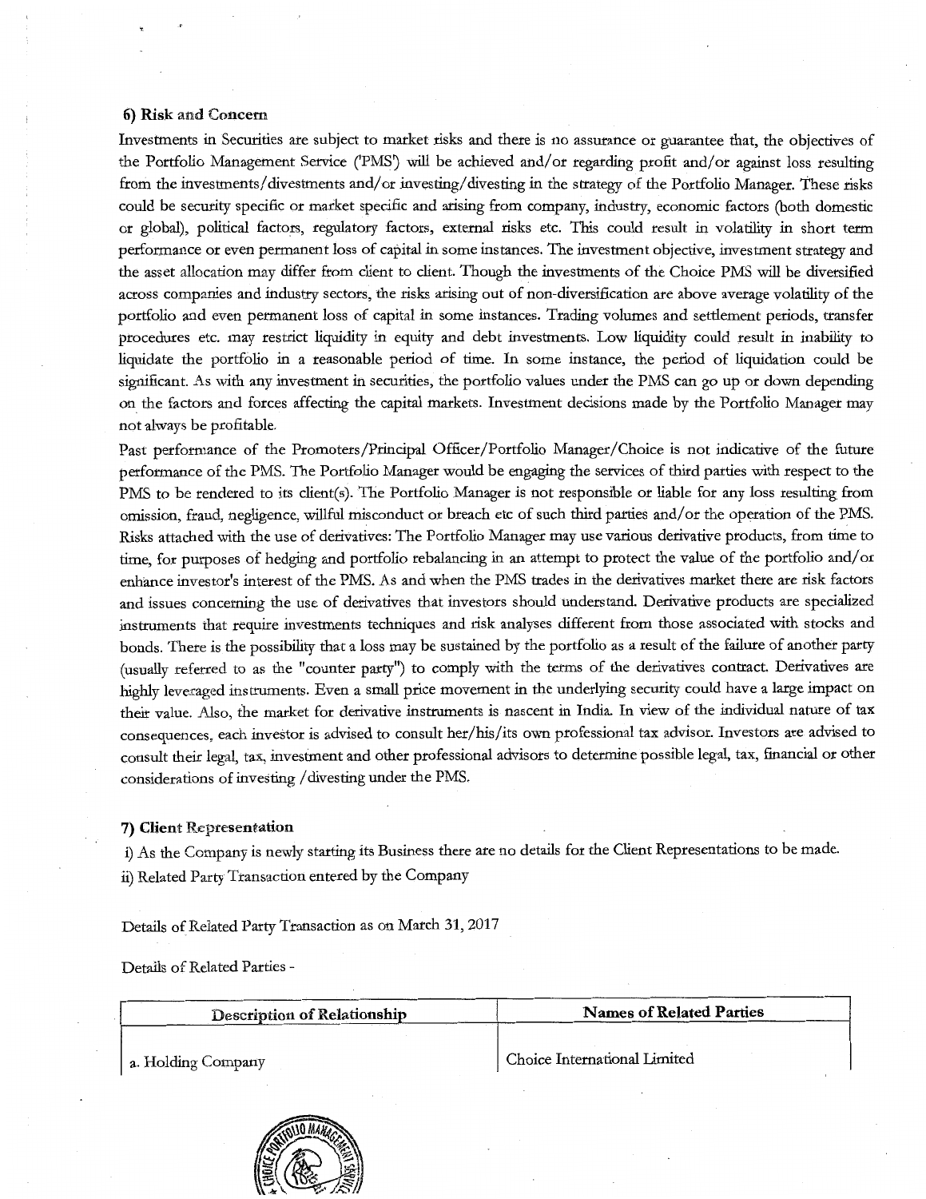### 6) Risk and Concern

Investments in Securities are subject to market risks and there is no assurance or guarantee that, the objectives of the Portfolio Management Service ('PMS') will be achieved and/or regarding profit and/or against loss resulting from the investments/divestments and/or investing/divesting in the strategy of the Portfolio Manager. These risks could be security specific or market specific and arising from company, industry, economic factors (both domestic or global), political factors, regulatory factors, external risks etc. This could result in volatility in short term performance or even permanent loss of capital in some instances. The investment objective, investment strategy and the asset allocation may differ from client to client. Though the investments of the Choice PMS will be diversified across companies and industry sectors, the risks arising out of non-diversification are above average volatility of the portfolio and even permanent loss of capital in some instances. Trading volumes and settlement periods, transfer procedures etc. may restrict liquidity in equity and debt investments. Low liquidity could result in inability to liquidate the portfolio in a reasonable period of time. In some instance, the period of liquidation could be significant. As with any investment in securities, the portfolio values under the PMS can go up or down depending on the factors and forces affecting the capital markets. Investment decisions made by the Portfolio Manager may not always be profitable.

Past performance of the Promoters/Principal Officer/Portfolio Manager/Choice is not indicative of the future performance of the PMS. The Portfolio Manager would be engaging the services of third parties with respect to the PMS to be rendered to its client(s). The Portfolio Manager is not responsible or liable for any loss resulting from omission, fraud, negligence, willful misconduct or breach etc of such third parties and/or the operation of the PMS. Risks attached with the use of derivatives: The Portfolio Manager may use various derivative products, from time to time, for purposes of hedging and portfolio rebalancing in an attempt to protect the value of the portfolio and/or enhance investor's interest of the PMS. As and when the PMS trades in the derivatives market there are risk factors and issues concerning the use of derivatives that investors should understand. Derivative products are specialized instruments that require investments techniques and risk analyses different from those associated with stocks and bonds. There is the possibility that a loss may be sustained by the portfolio as a result of the failure of another party (usually referred to as the "counter party") to comply with the terms of the derivatives contract. Derivatives are highly leveraged instruments. Even a small price movement in the underlying security could have a large impact on their value. Also, the market for derivative instruments is nascent in India. In view of the individual nature of tax consequences, each investor is advised to consult her/his/its own professional tax advisor. Investors are advised to consult their legal, tax, investment and other professional advisors to determine possible legal, tax, financial or other considerations of investing /divesting under the PMS.

### 7) Client Representation

i) As the Company is newly starting its Business there are no details for the Client Representations to be made.

ii) Related Party Transaction entered by the Company

Details of Related Party Transaction as on March 31, 2017

Details of Related Parties -

| Description of Relationship | Names of Related Parties |
|---|---|
| a. Holding Company | Choice International Limited |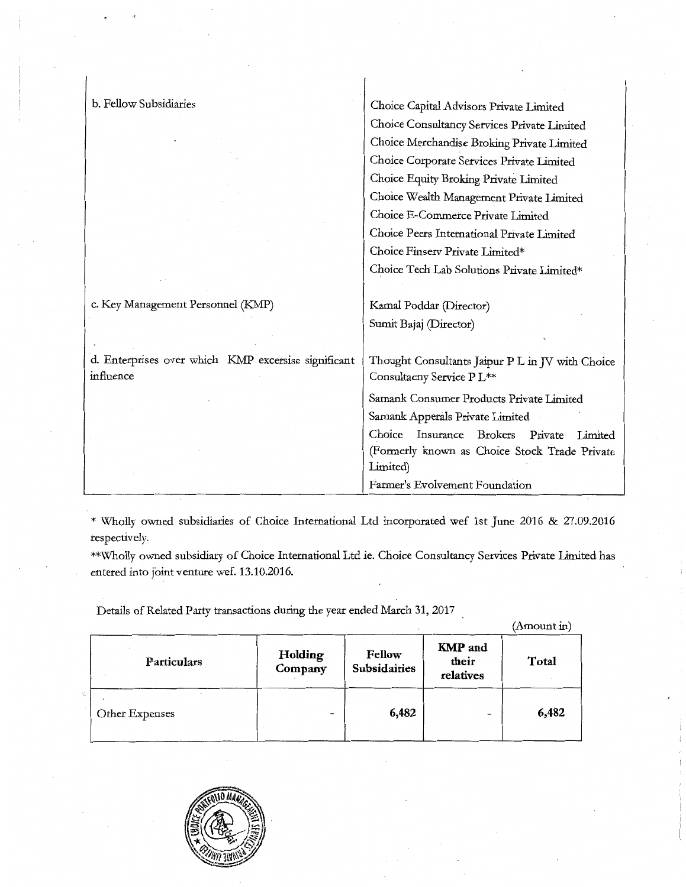| | |
|---|---|
| b. Fellow Subsidiaries | Choice Capital Advisors Private Limited<br>Choice Consultancy Services Private Limited<br>Choice Merchandise Broking Private Limited<br>Choice Corporate Services Private Limited<br>Choice Equity Broking Private Limited<br>Choice Wealth Management Private Limited<br>Choice E-Commerce Private Limited<br>Choice Peers International Private Limited<br>Choice Finserv Private Limited*<br>Choice Tech Lab Solutions Private Limited* |
| c. Key Management Personnel (KMP) | Kamal Poddar (Director)<br>Sumit Bajaj (Director) |
| d. Enterprises over which KMP excersise significant influence | Thought Consultants Jaipur P L in JV with Choice Consultacny Service P L**<br>Samank Consumer Products Private Limited<br>Samank Apperals Private Limited<br>Choice Insurance Brokers Private Limited (Formerly known as Choice Stock Trade Private Limited)<br>Farmer's Evolvement Foundation |

* Wholly owned subsidiaries of Choice International Ltd incorporated wef 1st June 2016 & 27.09.2016 respectively.

**Wholly owned subsidiary of Choice International Ltd ie. Choice Consultancy Services Private Limited has entered into joint venture wef. 13.10.2016.

Details of Related Party transactions during the year ended March 31, 2017

(Amount in)

| Particulars | Holding Company | Fellow Subsidairies | KMP and their relatives | Total |
|---|---|---|---|---|
| Other Expenses | - | **6,482** | - | **6,482** |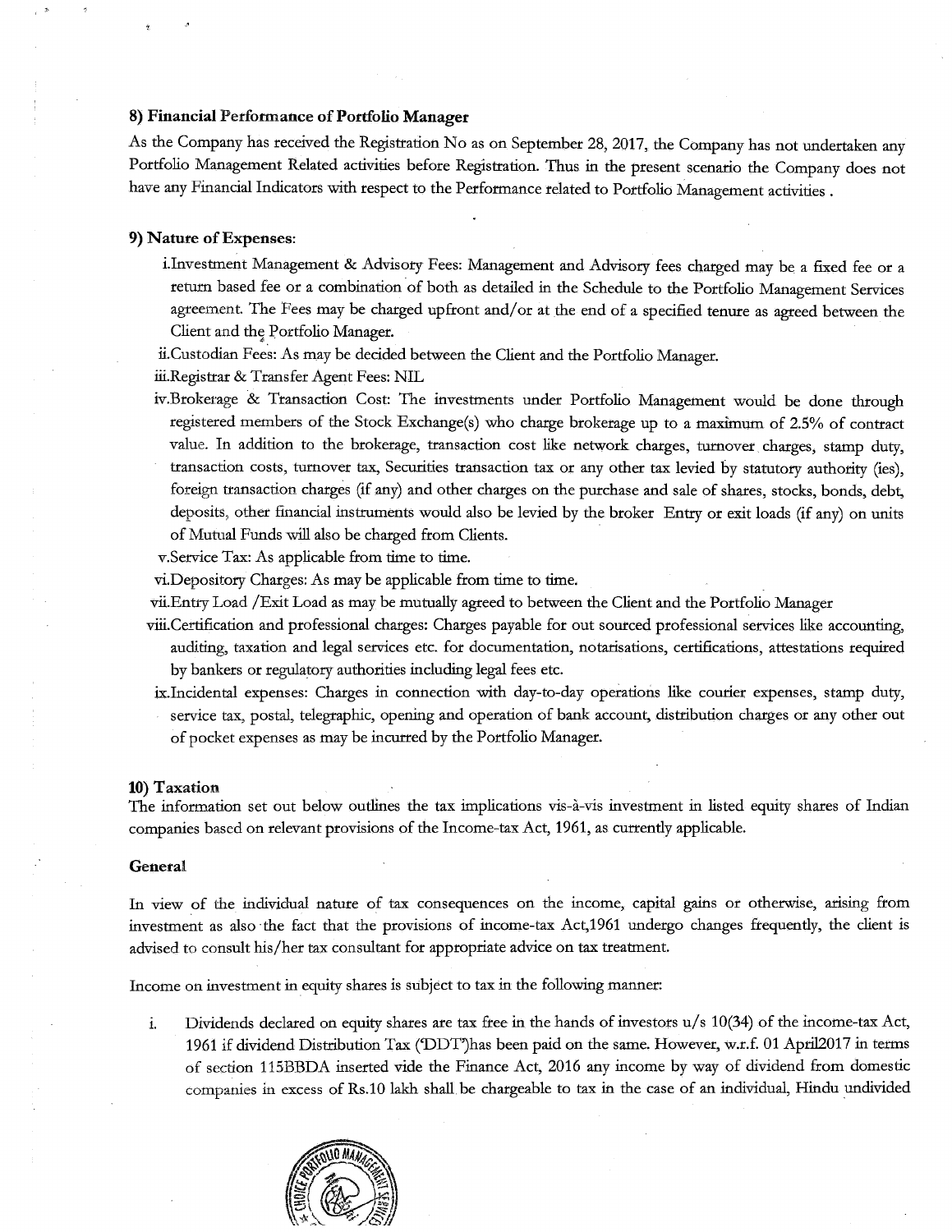### 8) Financial Performance of Portfolio Manager

As the Company has received the Registration No as on September 28, 2017, the Company has not undertaken any Portfolio Management Related activities before Registration. Thus in the present scenario the Company does not have any Financial Indicators with respect to the Performance related to Portfolio Management activities .

### 9) Nature of Expenses:

i. Investment Management & Advisory Fees: Management and Advisory fees charged may be a fixed fee or a return based fee or a combination of both as detailed in the Schedule to the Portfolio Management Services agreement. The Fees may be charged upfront and/or at the end of a specified tenure as agreed between the Client and the Portfolio Manager.

ii. Custodian Fees: As may be decided between the Client and the Portfolio Manager.

iii. Registrar & Transfer Agent Fees: NIL

iv. Brokerage & Transaction Cost: The investments under Portfolio Management would be done through registered members of the Stock Exchange(s) who charge brokerage up to a maximum of 2.5% of contract value. In addition to the brokerage, transaction cost like network charges, turnover charges, stamp duty, transaction costs, turnover tax, Securities transaction tax or any other tax levied by statutory authority (ies), foreign transaction charges (if any) and other charges on the purchase and sale of shares, stocks, bonds, debt, deposits, other financial instruments would also be levied by the broker Entry or exit loads (if any) on units of Mutual Funds will also be charged from Clients.

v. Service Tax: As applicable from time to time.

vi. Depository Charges: As may be applicable from time to time.

vii. Entry Load /Exit Load as may be mutually agreed to between the Client and the Portfolio Manager

viii. Certification and professional charges: Charges payable for out sourced professional services like accounting, auditing, taxation and legal services etc. for documentation, notarisations, certifications, attestations required by bankers or regulatory authorities including legal fees etc.

ix. Incidental expenses: Charges in connection with day-to-day operations like courier expenses, stamp duty, service tax, postal, telegraphic, opening and operation of bank account, distribution charges or any other out of pocket expenses as may be incurred by the Portfolio Manager.

### 10) Taxation

The information set out below outlines the tax implications vis-à-vis investment in listed equity shares of Indian companies based on relevant provisions of the Income-tax Act, 1961, as currently applicable.

#### General

In view of the individual nature of tax consequences on the income, capital gains or otherwise, arising from investment as also the fact that the provisions of income-tax Act,1961 undergo changes frequently, the client is advised to consult his/her tax consultant for appropriate advice on tax treatment.

Income on investment in equity shares is subject to tax in the following manner:

i. Dividends declared on equity shares are tax free in the hands of investors u/s 10(34) of the income-tax Act, 1961 if dividend Distribution Tax ('DDT')has been paid on the same. However, w.r.f. 01 April2017 in terms of section 115BBDA inserted vide the Finance Act, 2016 any income by way of dividend from domestic companies in excess of Rs.10 lakh shall be chargeable to tax in the case of an individual, Hindu undivided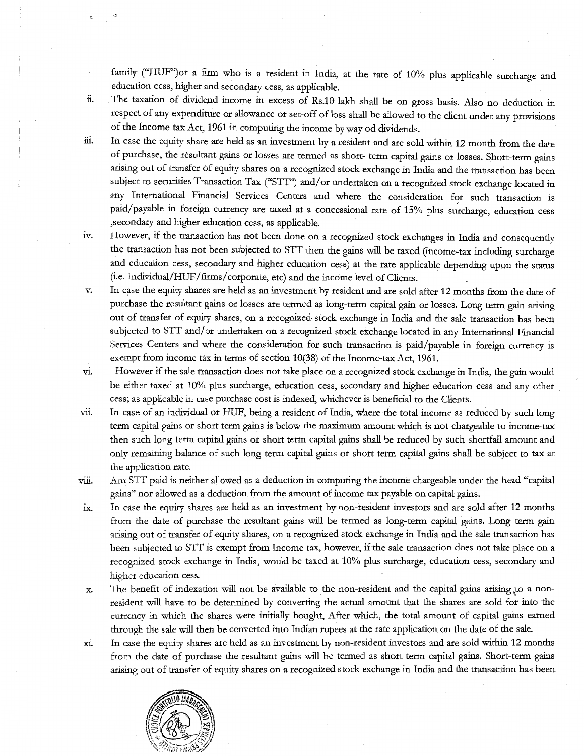family ("HUF")or a firm who is a resident in India, at the rate of 10% plus applicable surcharge and education cess, higher and secondary cess, as applicable.

ii. The taxation of dividend income in excess of Rs.10 lakh shall be on gross basis. Also no deduction in respect of any expenditure or allowance or set-off of loss shall be allowed to the client under any provisions of the Income-tax Act, 1961 in computing the income by way od dividends.

iii. In case the equity share are held as an investment by a resident and are sold within 12 month from the date of purchase, the resultant gains or losses are termed as short- term capital gains or losses. Short-term gains arising out of transfer of equity shares on a recognized stock exchange in India and the transaction has been subject to securities Transaction Tax ("STT") and/or undertaken on a recognized stock exchange located in any International Financial Services Centers and where the consideration for such transaction is paid/payable in foreign currency are taxed at a concessional rate of 15% plus surcharge, education cess ,secondary and higher education cess, as applicable.

iv. However, if the transaction has not been done on a recognized stock exchanges in India and consequently the transaction has not been subjected to STT then the gains will be taxed (income-tax including surcharge and education cess, secondary and higher education cess) at the rate applicable depending upon the status (i.e. Individual/HUF/firms/corporate, etc) and the income level of Clients.

v. In case the equity shares are held as an investment by resident and are sold after 12 months from the date of purchase the resultant gains or losses are termed as long-term capital gain or losses. Long term gain arising out of transfer of equity shares, on a recognized stock exchange in India and the sale transaction has been subjected to STT and/or undertaken on a recognized stock exchange located in any International Financial Services Centers and where the consideration for such transaction is paid/payable in foreign currency is exempt from income tax in terms of section 10(38) of the Income-tax Act, 1961.

vi. However if the sale transaction does not take place on a recognized stock exchange in India, the gain would be either taxed at 10% plus surcharge, education cess, secondary and higher education cess and any other cess; as applicable in case purchase cost is indexed, whichever is beneficial to the Clients.

vii. In case of an individual or HUF, being a resident of India, where the total income as reduced by such long term capital gains or short term gains is below the maximum amount which is not chargeable to income-tax then such long term capital gains or short term capital gains shall be reduced by such shortfall amount and only remaining balance of such long term capital gains or short term capital gains shall be subject to tax at the application rate.

viii. Ant STT paid is neither allowed as a deduction in computing the income chargeable under the head "capital gains" nor allowed as a deduction from the amount of income tax payable on capital gains.

ix. In case the equity shares are held as an investment by non-resident investors and are sold after 12 months from the date of purchase the resultant gains will be termed as long-term capital gains. Long term gain arising out of transfer of equity shares, on a recognized stock exchange in India and the sale transaction has been subjected to STT is exempt from Income tax, however, if the sale transaction does not take place on a recognized stock exchange in India, would be taxed at 10% plus surcharge, education cess, secondary and higher education cess.

x. The benefit of indexation will not be available to the non-resident and the capital gains arising to a non-resident will have to be determined by converting the actual amount that the shares are sold for into the currency in which the shares were initially bought, After which, the total amount of capital gains earned through the sale will then be converted into Indian rupees at the rate application on the date of the sale.

xi. In case the equity shares are held as an investment by non-resident investors and are sold within 12 months from the date of purchase the resultant gains will be termed as short-term capital gains. Short-term gains arising out of transfer of equity shares on a recognized stock exchange in India and the transaction has been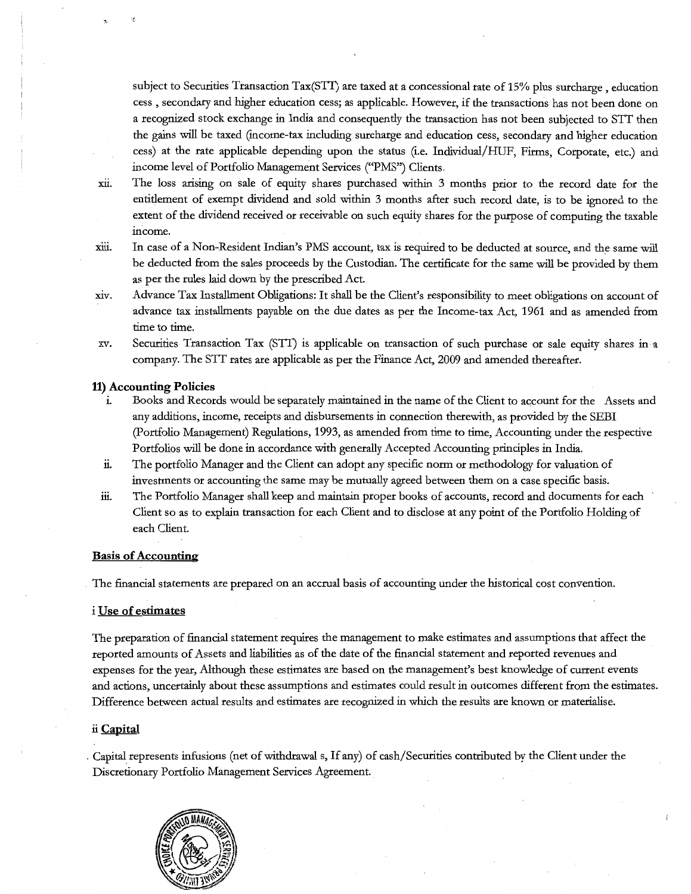subject to Securities Transaction Tax(STT) are taxed at a concessional rate of 15% plus surcharge , education cess , secondary and higher education cess; as applicable. However, if the transactions has not been done on a recognized stock exchange in India and consequently the transaction has not been subjected to STT then the gains will be taxed (income-tax including surcharge and education cess, secondary and higher education cess) at the rate applicable depending upon the status (i.e. Individual/HUF, Firms, Corporate, etc.) and income level of Portfolio Management Services ("PMS") Clients.

xii. The loss arising on sale of equity shares purchased within 3 months prior to the record date for the entitlement of exempt dividend and sold within 3 months after such record date, is to be ignored to the extent of the dividend received or receivable on such equity shares for the purpose of computing the taxable income.

xiii. In case of a Non-Resident Indian's PMS account, tax is required to be deducted at source, and the same will be deducted from the sales proceeds by the Custodian. The certificate for the same will be provided by them as per the rules laid down by the prescribed Act.

xiv. Advance Tax Installment Obligations: It shall be the Client's responsibility to meet obligations on account of advance tax installments payable on the due dates as per the Income-tax Act, 1961 and as amended from time to time.

xv. Securities Transaction Tax (STT) is applicable on transaction of such purchase or sale equity shares in a company. The STT rates are applicable as per the Finance Act, 2009 and amended thereafter.

**11) Accounting Policies**

i. Books and Records would be separately maintained in the name of the Client to account for the Assets and any additions, income, receipts and disbursements in connection therewith, as provided by the SEBI (Portfolio Management) Regulations, 1993, as amended from time to time, Accounting under the respective Portfolios will be done in accordance with generally Accepted Accounting principles in India.

ii. The portfolio Manager and the Client can adopt any specific norm or methodology for valuation of investments or accounting the same may be mutually agreed between them on a case specific basis.

iii. The Portfolio Manager shall keep and maintain proper books of accounts, record and documents for each Client so as to explain transaction for each Client and to disclose at any point of the Portfolio Holding of each Client.

**Basis of Accounting**

The financial statements are prepared on an accrual basis of accounting under the historical cost convention.

i **Use of estimates**

The preparation of financial statement requires the management to make estimates and assumptions that affect the reported amounts of Assets and liabilities as of the date of the financial statement and reported revenues and expenses for the year, Although these estimates are based on the management's best knowledge of current events and actions, uncertainly about these assumptions and estimates could result in outcomes different from the estimates. Difference between actual results and estimates are recognized in which the results are known or materialise.

ii **Capital**

Capital represents infusions (net of withdrawal s, If any) of cash/Securities contributed by the Client under the Discretionary Portfolio Management Services Agreement.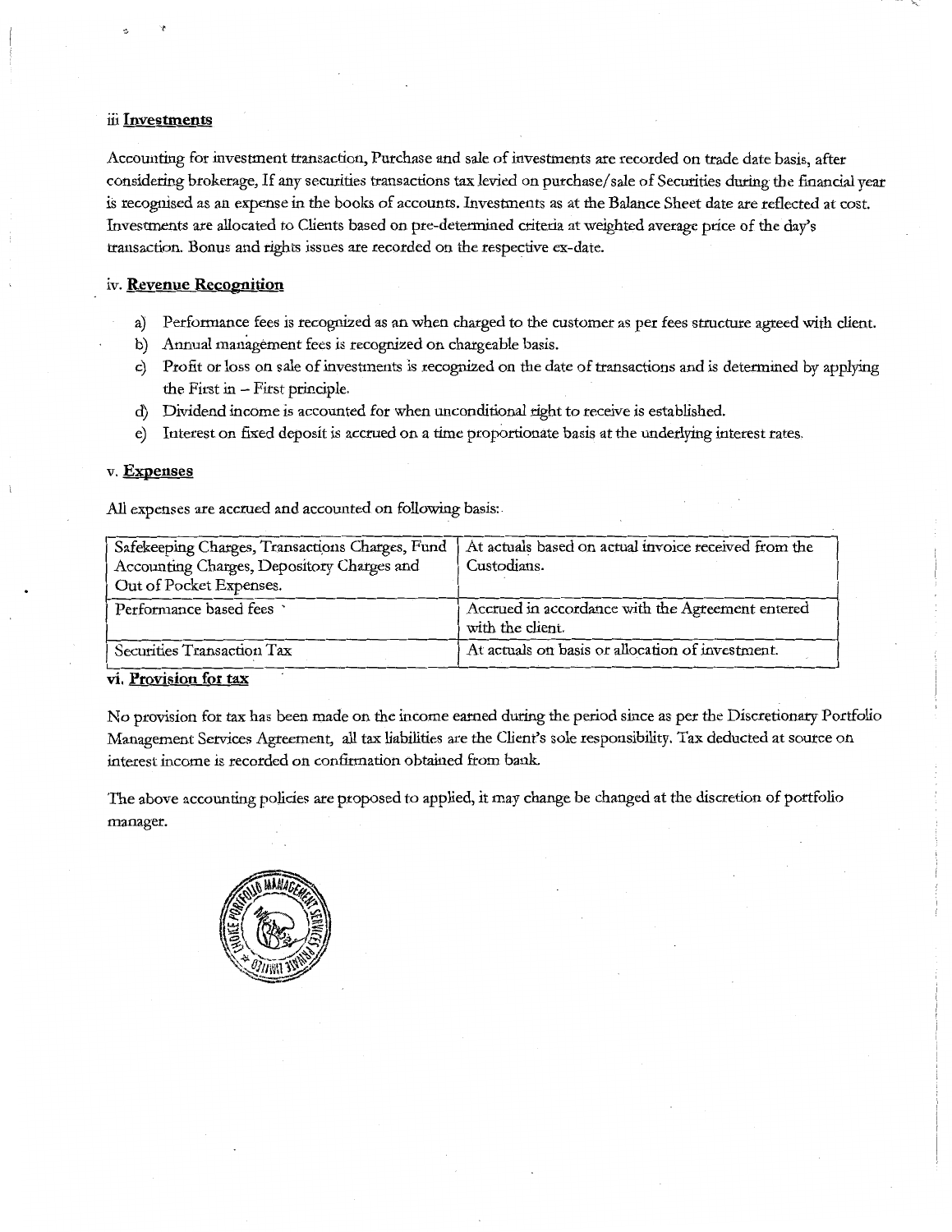### iii Investments

Accounting for investment transaction, Purchase and sale of investments are recorded on trade date basis, after considering brokerage, If any securities transactions tax levied on purchase/sale of Securities during the financial year is recognised as an expense in the books of accounts. Investments as at the Balance Sheet date are reflected at cost. Investments are allocated to Clients based on pre-determined criteria at weighted average price of the day's transaction. Bonus and rights issues are recorded on the respective ex-date.

### iv. Revenue Recognition

a) Performance fees is recognized as an when charged to the customer as per fees structure agreed with client.
b) Annual management fees is recognized on chargeable basis.
c) Profit or loss on sale of investments is recognized on the date of transactions and is determined by applying the First in – First principle.
d) Dividend income is accounted for when unconditional right to receive is established.
e) Interest on fixed deposit is accrued on a time proportionate basis at the underlying interest rates.

### v. Expenses

All expenses are accrued and accounted on following basis:

| | |
|---|---|
| Safekeeping Charges, Transactions Charges, Fund Accounting Charges, Depository Charges and Out of Pocket Expenses. | At actuals based on actual invoice received from the Custodians. |
| Performance based fees | Accrued in accordance with the Agreement entered with the client. |
| Securities Transaction Tax | At actuals on basis or allocation of investment. |

### vi. Provision for tax

No provision for tax has been made on the income earned during the period since as per the Discretionary Portfolio Management Services Agreement, all tax liabilities are the Client's sole responsibility. Tax deducted at source on interest income is recorded on confirmation obtained from bank.

The above accounting policies are proposed to applied, it may change be changed at the discretion of portfolio manager.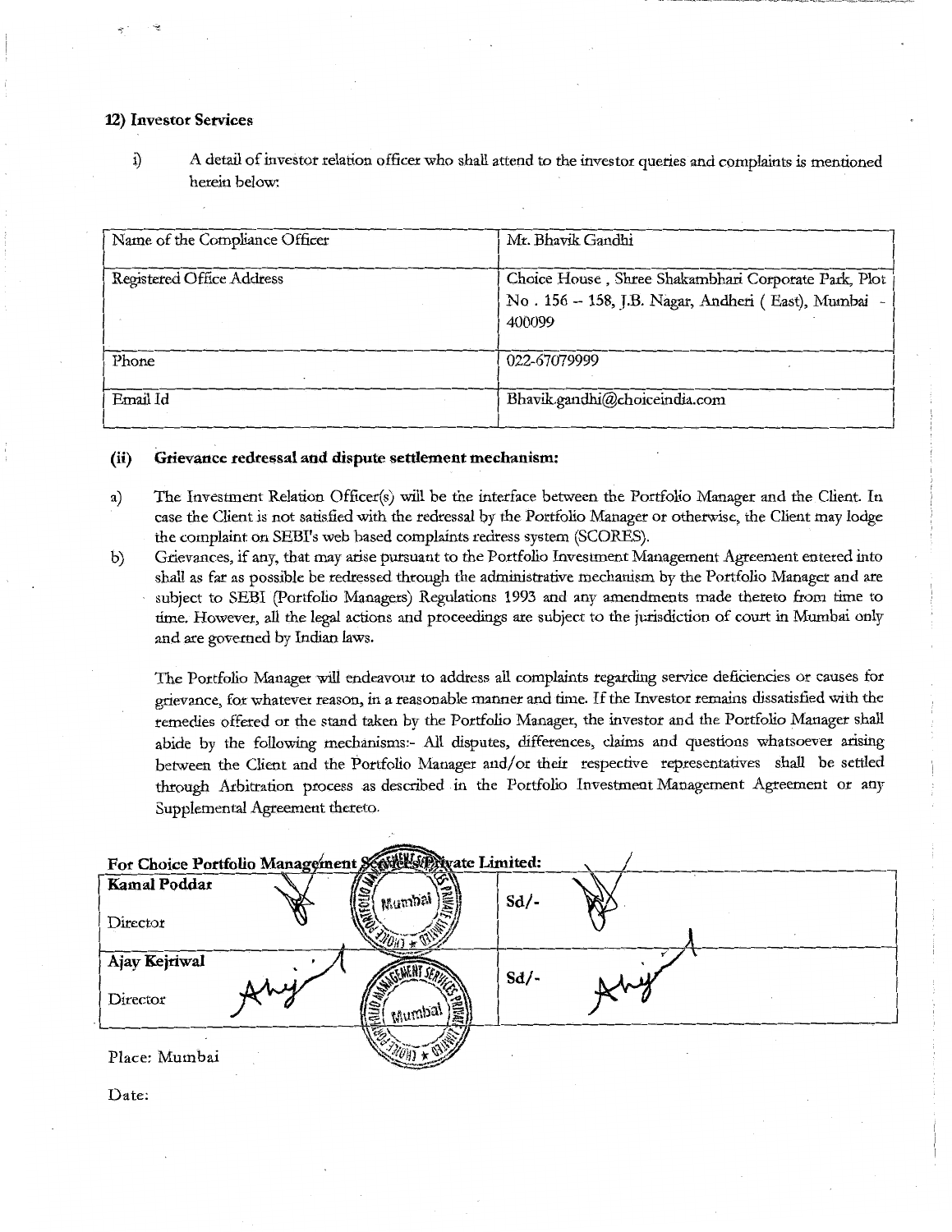## 12) Investor Services

i) A detail of investor relation officer who shall attend to the investor queries and complaints is mentioned herein below:

| | |
|---|---|
| Name of the Compliance Officer | Mr. Bhavik Gandhi |
| Registered Office Address | Choice House , Shree Shakambhari Corporate Park, Plot No . 156 -- 158, J.B. Nagar, Andheri ( East), Mumbai - 400099 |
| Phone | 022-67079999 |
| Email Id | Bhavik.gandhi@choiceindia.com |

**(ii) Grievance redressal and dispute settlement mechanism:**

a) The Investment Relation Officer(s) will be the interface between the Portfolio Manager and the Client. In case the Client is not satisfied with the redressal by the Portfolio Manager or otherwise, the Client may lodge the complaint on SEBI's web based complaints redress system (SCORES).

b) Grievances, if any, that may arise pursuant to the Portfolio Investment Management Agreement entered into shall as far as possible be redressed through the administrative mechanism by the Portfolio Manager and are subject to SEBI (Portfolio Managers) Regulations 1993 and any amendments made thereto from time to time. However, all the legal actions and proceedings are subject to the jurisdiction of court in Mumbai only and are governed by Indian laws.

The Portfolio Manager will endeavour to address all complaints regarding service deficiencies or causes for grievance, for whatever reason, in a reasonable manner and time. If the Investor remains dissatisfied with the remedies offered or the stand taken by the Portfolio Manager, the investor and the Portfolio Manager shall abide by the following mechanisms:- All disputes, differences, claims and questions whatsoever arising between the Client and the Portfolio Manager and/or their respective representatives shall be settled through Arbitration process as described in the Portfolio Investment Management Agreement or any Supplemental Agreement thereto.

**For Choice Portfolio Management Services Private Limited:**

| | |
|---|---|
| **Kamal Poddar** Director | Sd/- |
| **Ajay Kejriwal** Director | Sd/- |

Place: Mumbai

Date: